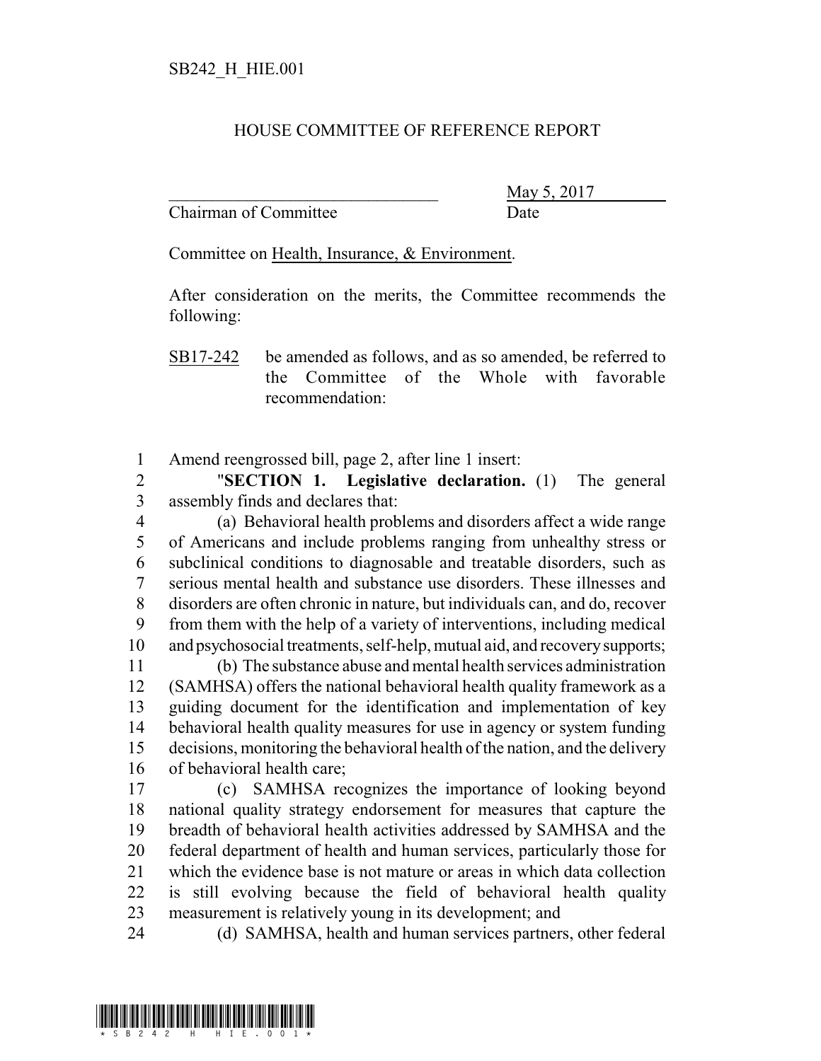SB242_H_HIE.001

# HOUSE COMMITTEE OF REFERENCE REPORT

________________________________ May 5, 2017
Chairman of Committee Date

Committee on Health, Insurance, & Environment.

After consideration on the merits, the Committee recommends the following:

SB17-242 be amended as follows, and as so amended, be referred to the Committee of the Whole with favorable recommendation:

1 Amend reengrossed bill, page 2, after line 1 insert:

2 "**SECTION 1. Legislative declaration.** (1) The general
3 assembly finds and declares that:

4 (a) Behavioral health problems and disorders affect a wide range
5 of Americans and include problems ranging from unhealthy stress or
6 subclinical conditions to diagnosable and treatable disorders, such as
7 serious mental health and substance use disorders. These illnesses and
8 disorders are often chronic in nature, but individuals can, and do, recover
9 from them with the help of a variety of interventions, including medical
10 and psychosocial treatments, self-help, mutual aid, and recovery supports;

11 (b) The substance abuse and mental health services administration
12 (SAMHSA) offers the national behavioral health quality framework as a
13 guiding document for the identification and implementation of key
14 behavioral health quality measures for use in agency or system funding
15 decisions, monitoring the behavioral health of the nation, and the delivery
16 of behavioral health care;

17 (c) SAMHSA recognizes the importance of looking beyond
18 national quality strategy endorsement for measures that capture the
19 breadth of behavioral health activities addressed by SAMHSA and the
20 federal department of health and human services, particularly those for
21 which the evidence base is not mature or areas in which data collection
22 is still evolving because the field of behavioral health quality
23 measurement is relatively young in its development; and

24 (d) SAMHSA, health and human services partners, other federal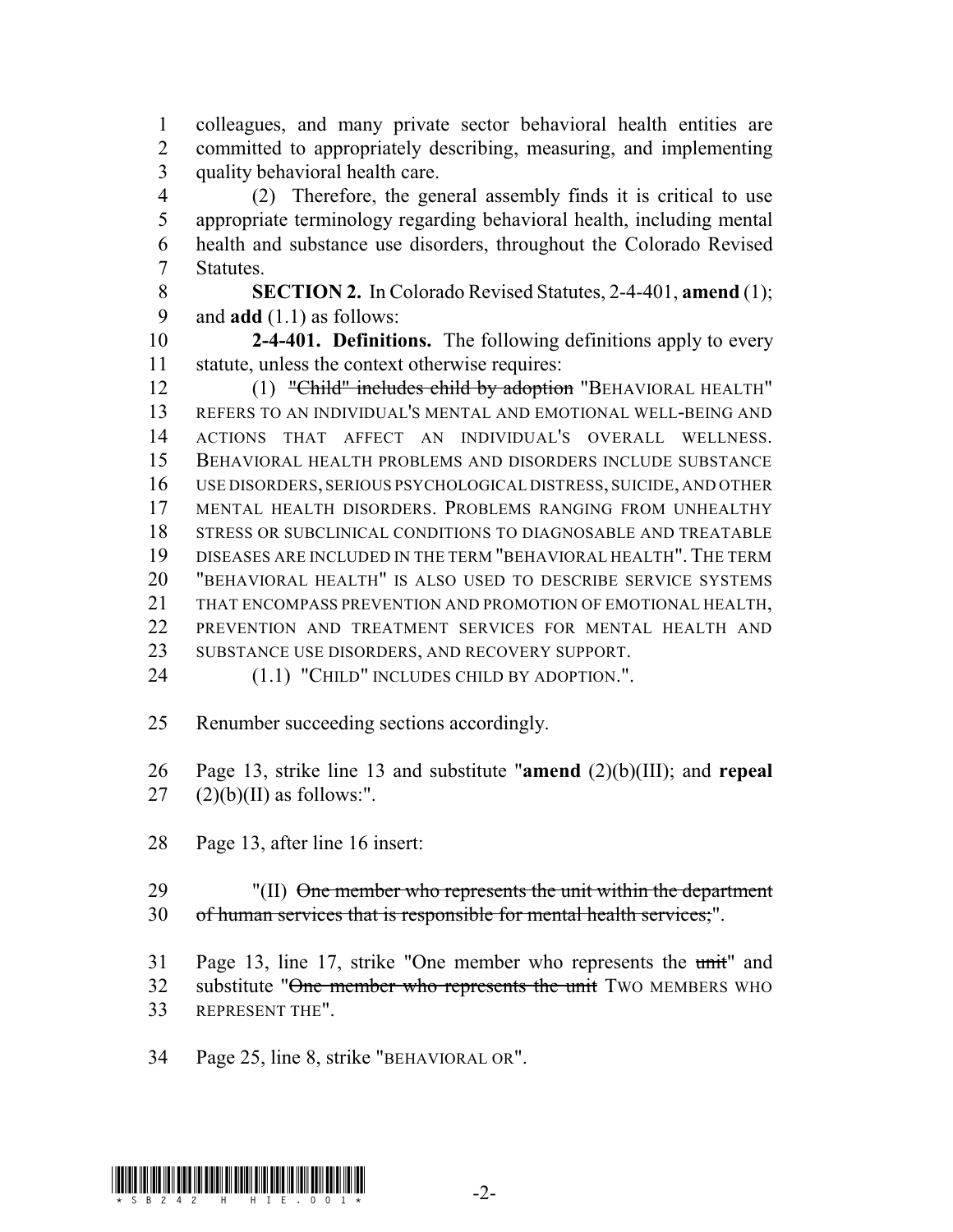colleagues, and many private sector behavioral health entities are committed to appropriately describing, measuring, and implementing quality behavioral health care.

(2) Therefore, the general assembly finds it is critical to use appropriate terminology regarding behavioral health, including mental health and substance use disorders, throughout the Colorado Revised Statutes.

**SECTION 2.** In Colorado Revised Statutes, 2-4-401, **amend** (1); and **add** (1.1) as follows:

**2-4-401. Definitions.** The following definitions apply to every statute, unless the context otherwise requires:

(1) ~~"Child" includes child by adoption~~ "BEHAVIORAL HEALTH" REFERS TO AN INDIVIDUAL'S MENTAL AND EMOTIONAL WELL-BEING AND ACTIONS THAT AFFECT AN INDIVIDUAL'S OVERALL WELLNESS. BEHAVIORAL HEALTH PROBLEMS AND DISORDERS INCLUDE SUBSTANCE USE DISORDERS, SERIOUS PSYCHOLOGICAL DISTRESS, SUICIDE, AND OTHER MENTAL HEALTH DISORDERS. PROBLEMS RANGING FROM UNHEALTHY STRESS OR SUBCLINICAL CONDITIONS TO DIAGNOSABLE AND TREATABLE DISEASES ARE INCLUDED IN THE TERM "BEHAVIORAL HEALTH". THE TERM "BEHAVIORAL HEALTH" IS ALSO USED TO DESCRIBE SERVICE SYSTEMS THAT ENCOMPASS PREVENTION AND PROMOTION OF EMOTIONAL HEALTH, PREVENTION AND TREATMENT SERVICES FOR MENTAL HEALTH AND SUBSTANCE USE DISORDERS, AND RECOVERY SUPPORT.

(1.1) "CHILD" INCLUDES CHILD BY ADOPTION.".

Renumber succeeding sections accordingly.

Page 13, strike line 13 and substitute "**amend** (2)(b)(III); and **repeal** (2)(b)(II) as follows:".

Page 13, after line 16 insert:

"(II) ~~One member who represents the unit within the department of human services that is responsible for mental health services;~~".

Page 13, line 17, strike "One member who represents the ~~unit~~" and substitute "~~One member who represents the unit~~ TWO MEMBERS WHO REPRESENT THE".

Page 25, line 8, strike "BEHAVIORAL OR".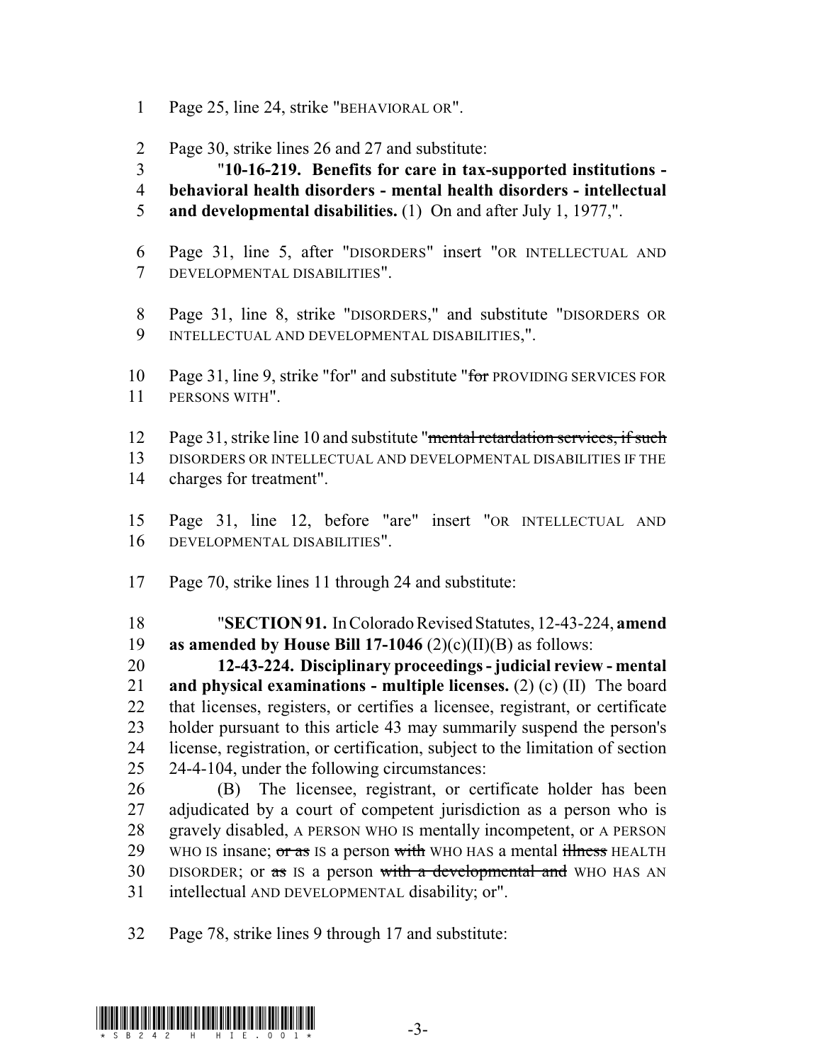1 Page 25, line 24, strike "BEHAVIORAL OR".

2 Page 30, strike lines 26 and 27 and substitute:

3 "**10-16-219. Benefits for care in tax-supported institutions -**
4 **behavioral health disorders - mental health disorders - intellectual**
5 **and developmental disabilities.** (1) On and after July 1, 1977,".

6 Page 31, line 5, after "DISORDERS" insert "OR INTELLECTUAL AND
7 DEVELOPMENTAL DISABILITIES".

8 Page 31, line 8, strike "DISORDERS," and substitute "DISORDERS OR
9 INTELLECTUAL AND DEVELOPMENTAL DISABILITIES,".

10 Page 31, line 9, strike "for" and substitute "~~for~~ PROVIDING SERVICES FOR
11 PERSONS WITH".

12 Page 31, strike line 10 and substitute "~~mental retardation services, if such~~
13 DISORDERS OR INTELLECTUAL AND DEVELOPMENTAL DISABILITIES IF THE
14 charges for treatment".

15 Page 31, line 12, before "are" insert "OR INTELLECTUAL AND
16 DEVELOPMENTAL DISABILITIES".

17 Page 70, strike lines 11 through 24 and substitute:

18 "**SECTION 91.** In Colorado Revised Statutes, 12-43-224, **amend**
19 **as amended by House Bill 17-1046** (2)(c)(II)(B) as follows:

20 **12-43-224. Disciplinary proceedings - judicial review - mental**
21 **and physical examinations - multiple licenses.** (2) (c) (II) The board
22 that licenses, registers, or certifies a licensee, registrant, or certificate
23 holder pursuant to this article 43 may summarily suspend the person's
24 license, registration, or certification, subject to the limitation of section
25 24-4-104, under the following circumstances:

26 (B) The licensee, registrant, or certificate holder has been
27 adjudicated by a court of competent jurisdiction as a person who is
28 gravely disabled, A PERSON WHO IS mentally incompetent, or A PERSON
29 WHO IS insane; ~~or as~~ IS a person ~~with~~ WHO HAS a mental ~~illness~~ HEALTH
30 DISORDER; or ~~as~~ IS a person ~~with a developmental and~~ WHO HAS AN
31 intellectual AND DEVELOPMENTAL disability; or".

32 Page 78, strike lines 9 through 17 and substitute: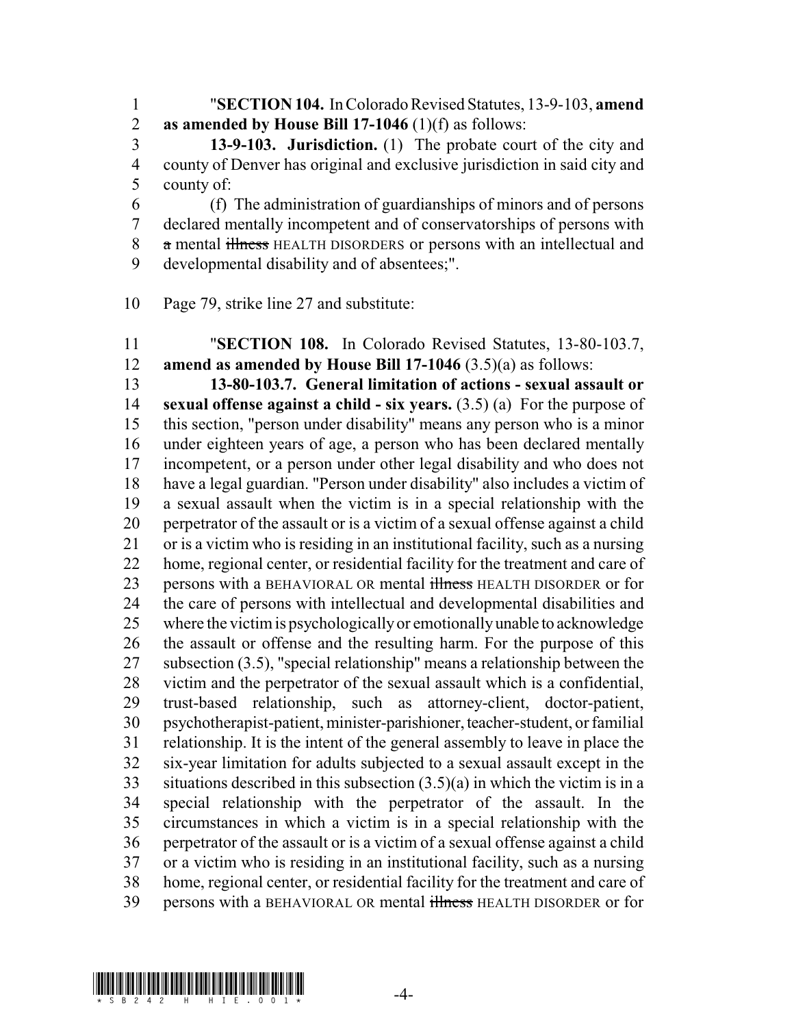"**SECTION 104.** In Colorado Revised Statutes, 13-9-103, **amend as amended by House Bill 17-1046** (1)(f) as follows:

**13-9-103. Jurisdiction.** (1) The probate court of the city and county of Denver has original and exclusive jurisdiction in said city and county of:

(f) The administration of guardianships of minors and of persons declared mentally incompetent and of conservatorships of persons with ~~a~~ mental ~~illness~~ HEALTH DISORDERS or persons with an intellectual and developmental disability and of absentees;".

Page 79, strike line 27 and substitute:

"**SECTION 108.** In Colorado Revised Statutes, 13-80-103.7, **amend as amended by House Bill 17-1046** (3.5)(a) as follows:

**13-80-103.7. General limitation of actions - sexual assault or sexual offense against a child - six years.** (3.5) (a) For the purpose of this section, "person under disability" means any person who is a minor under eighteen years of age, a person who has been declared mentally incompetent, or a person under other legal disability and who does not have a legal guardian. "Person under disability" also includes a victim of a sexual assault when the victim is in a special relationship with the perpetrator of the assault or is a victim of a sexual offense against a child or is a victim who is residing in an institutional facility, such as a nursing home, regional center, or residential facility for the treatment and care of persons with a BEHAVIORAL OR mental ~~illness~~ HEALTH DISORDER or for the care of persons with intellectual and developmental disabilities and where the victim is psychologically or emotionally unable to acknowledge the assault or offense and the resulting harm. For the purpose of this subsection (3.5), "special relationship" means a relationship between the victim and the perpetrator of the sexual assault which is a confidential, trust-based relationship, such as attorney-client, doctor-patient, psychotherapist-patient, minister-parishioner, teacher-student, or familial relationship. It is the intent of the general assembly to leave in place the six-year limitation for adults subjected to a sexual assault except in the situations described in this subsection (3.5)(a) in which the victim is in a special relationship with the perpetrator of the assault. In the circumstances in which a victim is in a special relationship with the perpetrator of the assault or is a victim of a sexual offense against a child or a victim who is residing in an institutional facility, such as a nursing home, regional center, or residential facility for the treatment and care of persons with a BEHAVIORAL OR mental ~~illness~~ HEALTH DISORDER or for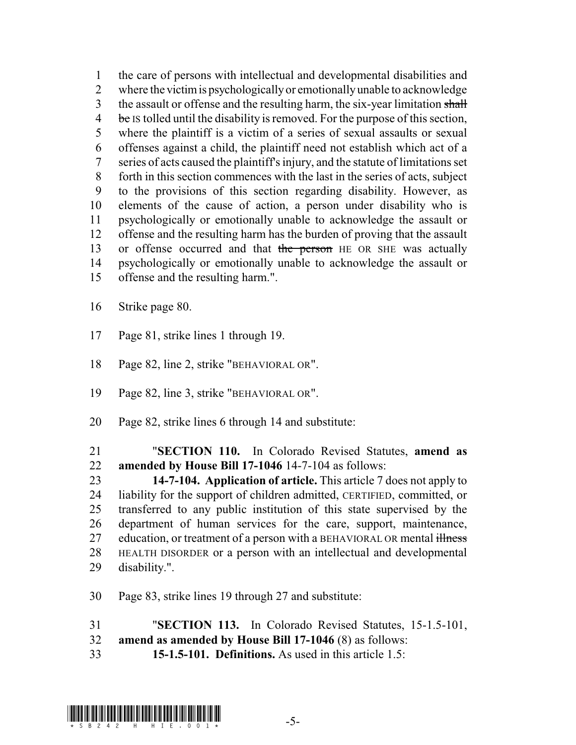the care of persons with intellectual and developmental disabilities and where the victim is psychologically or emotionally unable to acknowledge the assault or offense and the resulting harm, the six-year limitation ~~shall be~~ IS tolled until the disability is removed. For the purpose of this section, where the plaintiff is a victim of a series of sexual assaults or sexual offenses against a child, the plaintiff need not establish which act of a series of acts caused the plaintiff's injury, and the statute of limitations set forth in this section commences with the last in the series of acts, subject to the provisions of this section regarding disability. However, as elements of the cause of action, a person under disability who is psychologically or emotionally unable to acknowledge the assault or offense and the resulting harm has the burden of proving that the assault or offense occurred and that ~~the person~~ HE OR SHE was actually psychologically or emotionally unable to acknowledge the assault or offense and the resulting harm.".

Strike page 80.

Page 81, strike lines 1 through 19.

Page 82, line 2, strike "BEHAVIORAL OR".

Page 82, line 3, strike "BEHAVIORAL OR".

Page 82, strike lines 6 through 14 and substitute:

"**SECTION 110.** In Colorado Revised Statutes, **amend as amended by House Bill 17-1046** 14-7-104 as follows:

**14-7-104. Application of article.** This article 7 does not apply to liability for the support of children admitted, CERTIFIED, committed, or transferred to any public institution of this state supervised by the department of human services for the care, support, maintenance, education, or treatment of a person with a BEHAVIORAL OR mental ~~illness~~ HEALTH DISORDER or a person with an intellectual and developmental disability.".

Page 83, strike lines 19 through 27 and substitute:

"**SECTION 113.** In Colorado Revised Statutes, 15-1.5-101, **amend as amended by House Bill 17-1046** (8) as follows:

**15-1.5-101. Definitions.** As used in this article 1.5: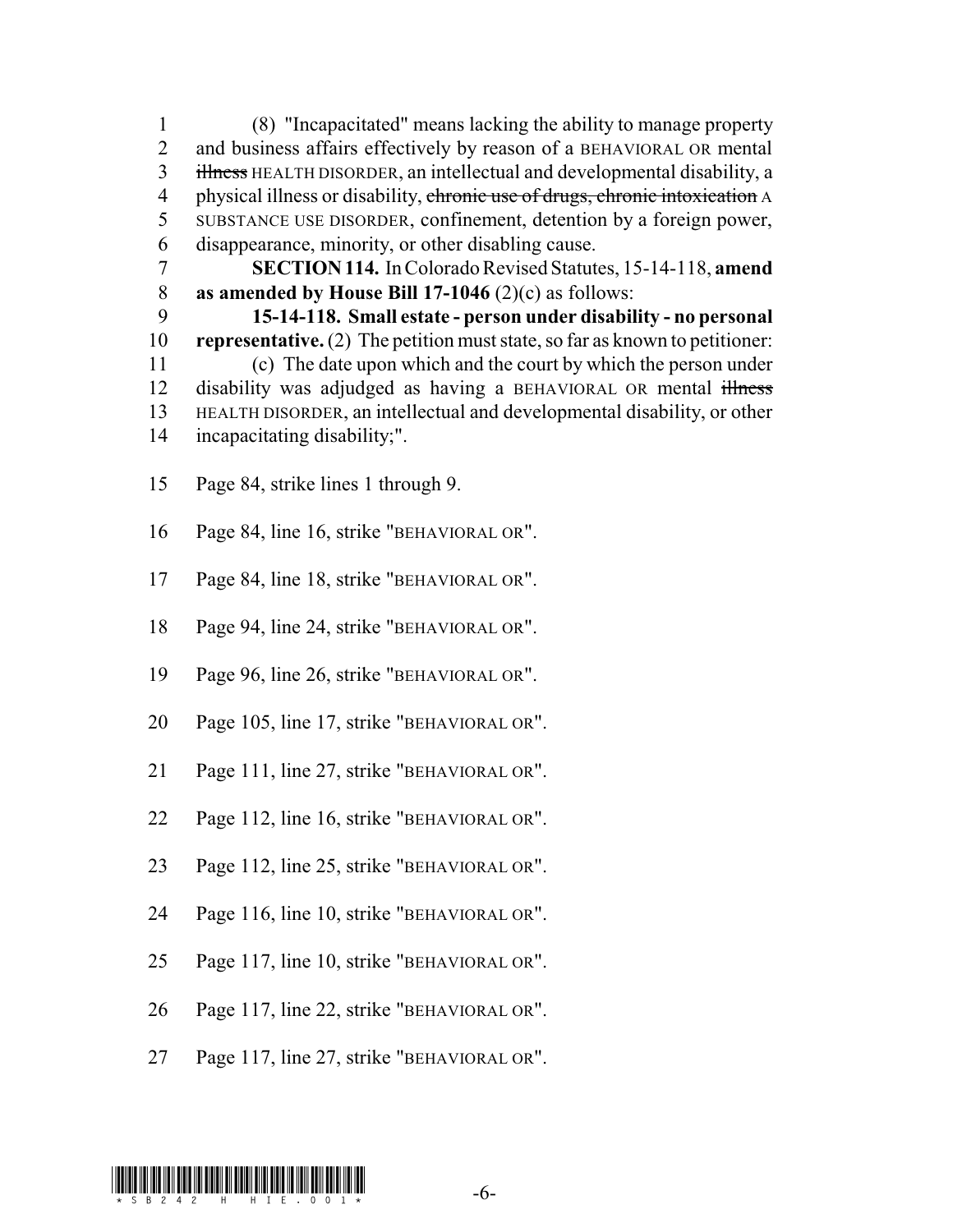(8) "Incapacitated" means lacking the ability to manage property and business affairs effectively by reason of a BEHAVIORAL OR mental ~~illness~~ HEALTH DISORDER, an intellectual and developmental disability, a physical illness or disability, ~~chronic use of drugs, chronic intoxication~~ A SUBSTANCE USE DISORDER, confinement, detention by a foreign power, disappearance, minority, or other disabling cause.

**SECTION 114.** In Colorado Revised Statutes, 15-14-118, **amend as amended by House Bill 17-1046** (2)(c) as follows:

**15-14-118. Small estate - person under disability - no personal representative.** (2) The petition must state, so far as known to petitioner:

(c) The date upon which and the court by which the person under disability was adjudged as having a BEHAVIORAL OR mental ~~illness~~ HEALTH DISORDER, an intellectual and developmental disability, or other incapacitating disability;".

Page 84, strike lines 1 through 9.

Page 84, line 16, strike "BEHAVIORAL OR".

Page 84, line 18, strike "BEHAVIORAL OR".

Page 94, line 24, strike "BEHAVIORAL OR".

Page 96, line 26, strike "BEHAVIORAL OR".

Page 105, line 17, strike "BEHAVIORAL OR".

Page 111, line 27, strike "BEHAVIORAL OR".

Page 112, line 16, strike "BEHAVIORAL OR".

Page 112, line 25, strike "BEHAVIORAL OR".

Page 116, line 10, strike "BEHAVIORAL OR".

Page 117, line 10, strike "BEHAVIORAL OR".

Page 117, line 22, strike "BEHAVIORAL OR".

Page 117, line 27, strike "BEHAVIORAL OR".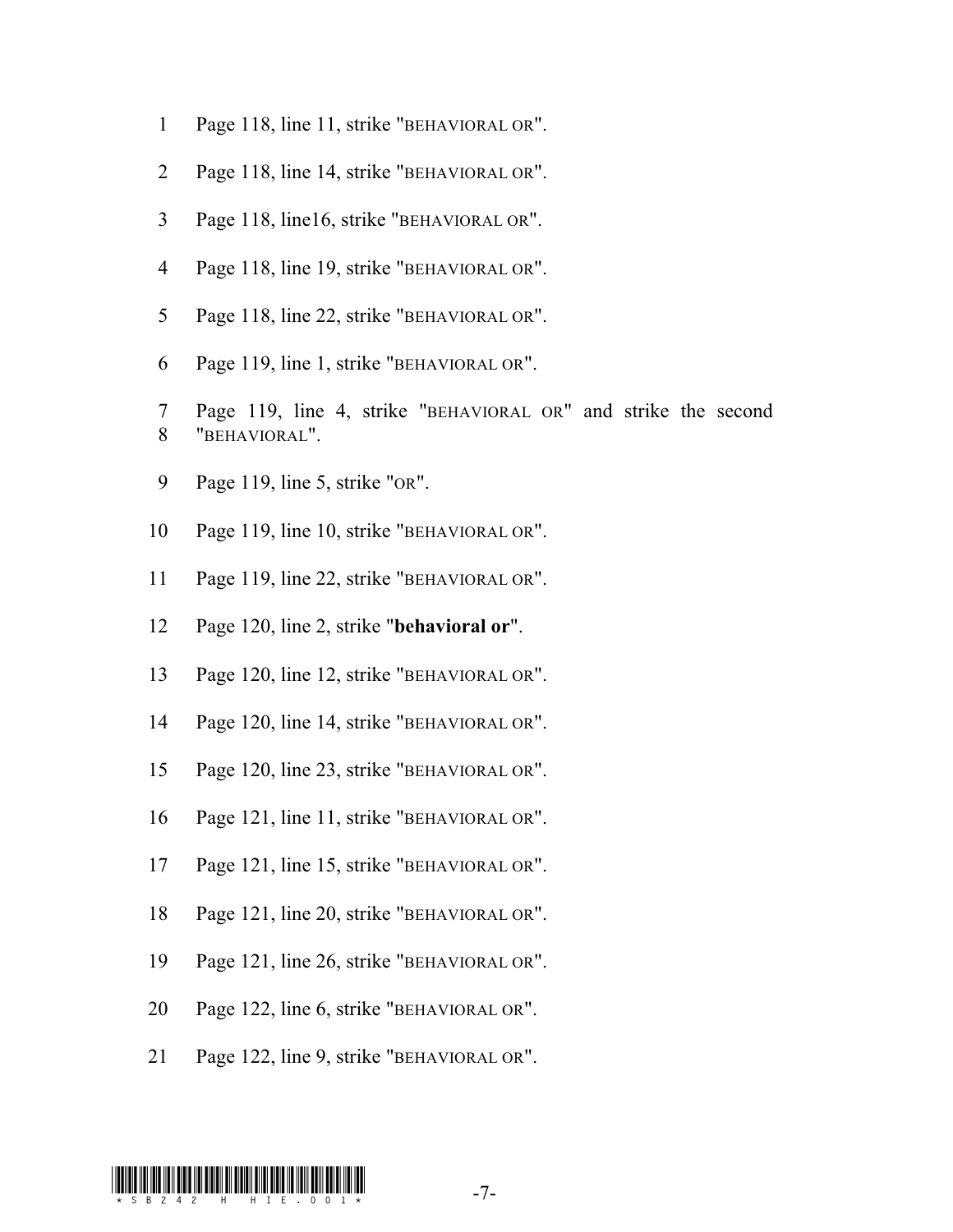Page 118, line 11, strike "BEHAVIORAL OR".

Page 118, line 14, strike "BEHAVIORAL OR".

Page 118, line16, strike "BEHAVIORAL OR".

Page 118, line 19, strike "BEHAVIORAL OR".

Page 118, line 22, strike "BEHAVIORAL OR".

Page 119, line 1, strike "BEHAVIORAL OR".

Page 119, line 4, strike "BEHAVIORAL OR" and strike the second "BEHAVIORAL".

Page 119, line 5, strike "OR".

Page 119, line 10, strike "BEHAVIORAL OR".

Page 119, line 22, strike "BEHAVIORAL OR".

Page 120, line 2, strike "**behavioral or**".

Page 120, line 12, strike "BEHAVIORAL OR".

Page 120, line 14, strike "BEHAVIORAL OR".

Page 120, line 23, strike "BEHAVIORAL OR".

Page 121, line 11, strike "BEHAVIORAL OR".

Page 121, line 15, strike "BEHAVIORAL OR".

Page 121, line 20, strike "BEHAVIORAL OR".

Page 121, line 26, strike "BEHAVIORAL OR".

Page 122, line 6, strike "BEHAVIORAL OR".

Page 122, line 9, strike "BEHAVIORAL OR".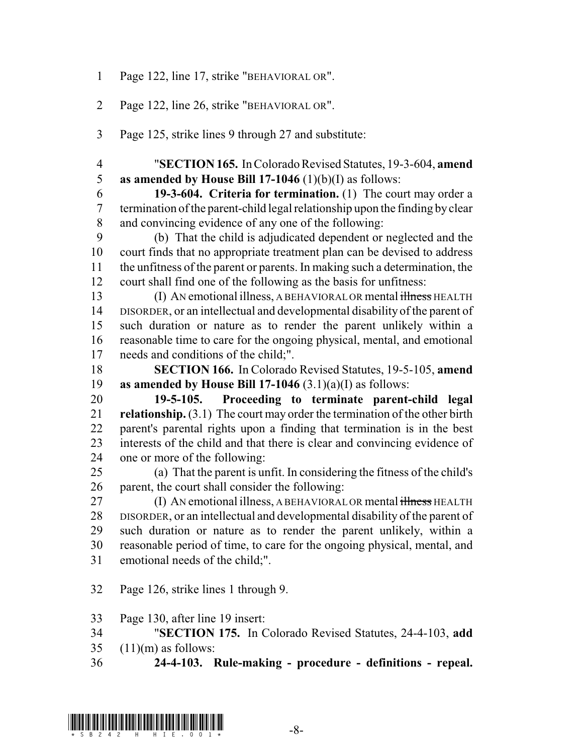Page 122, line 17, strike "BEHAVIORAL OR".

Page 122, line 26, strike "BEHAVIORAL OR".

Page 125, strike lines 9 through 27 and substitute:

"**SECTION 165.** In Colorado Revised Statutes, 19-3-604, **amend as amended by House Bill 17-1046** (1)(b)(I) as follows:

**19-3-604. Criteria for termination.** (1) The court may order a termination of the parent-child legal relationship upon the finding by clear and convincing evidence of any one of the following:

(b) That the child is adjudicated dependent or neglected and the court finds that no appropriate treatment plan can be devised to address the unfitness of the parent or parents. In making such a determination, the court shall find one of the following as the basis for unfitness:

(I) AN emotional illness, A BEHAVIORAL OR mental ~~illness~~ HEALTH DISORDER, or an intellectual and developmental disability of the parent of such duration or nature as to render the parent unlikely within a reasonable time to care for the ongoing physical, mental, and emotional needs and conditions of the child;".

**SECTION 166.** In Colorado Revised Statutes, 19-5-105, **amend as amended by House Bill 17-1046** (3.1)(a)(I) as follows:

**19-5-105. Proceeding to terminate parent-child legal relationship.** (3.1) The court may order the termination of the other birth parent's parental rights upon a finding that termination is in the best interests of the child and that there is clear and convincing evidence of one or more of the following:

(a) That the parent is unfit. In considering the fitness of the child's parent, the court shall consider the following:

(I) AN emotional illness, A BEHAVIORAL OR mental ~~illness~~ HEALTH DISORDER, or an intellectual and developmental disability of the parent of such duration or nature as to render the parent unlikely, within a reasonable period of time, to care for the ongoing physical, mental, and emotional needs of the child;".

Page 126, strike lines 1 through 9.

Page 130, after line 19 insert:

"**SECTION 175.** In Colorado Revised Statutes, 24-4-103, **add** (11)(m) as follows:

**24-4-103. Rule-making - procedure - definitions - repeal.**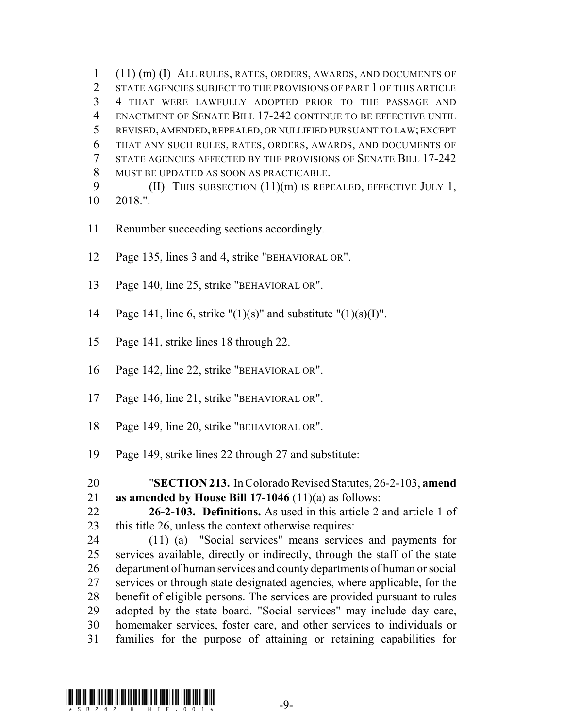(11) (m) (I) ALL RULES, RATES, ORDERS, AWARDS, AND DOCUMENTS OF STATE AGENCIES SUBJECT TO THE PROVISIONS OF PART 1 OF THIS ARTICLE 4 THAT WERE LAWFULLY ADOPTED PRIOR TO THE PASSAGE AND ENACTMENT OF SENATE BILL 17-242 CONTINUE TO BE EFFECTIVE UNTIL REVISED, AMENDED, REPEALED, OR NULLIFIED PURSUANT TO LAW; EXCEPT THAT ANY SUCH RULES, RATES, ORDERS, AWARDS, AND DOCUMENTS OF STATE AGENCIES AFFECTED BY THE PROVISIONS OF SENATE BILL 17-242 MUST BE UPDATED AS SOON AS PRACTICABLE.

(II) THIS SUBSECTION (11)(m) IS REPEALED, EFFECTIVE JULY 1, 2018.".

Renumber succeeding sections accordingly.

Page 135, lines 3 and 4, strike "BEHAVIORAL OR".

Page 140, line 25, strike "BEHAVIORAL OR".

Page 141, line 6, strike "(1)(s)" and substitute "(1)(s)(I)".

Page 141, strike lines 18 through 22.

Page 142, line 22, strike "BEHAVIORAL OR".

Page 146, line 21, strike "BEHAVIORAL OR".

Page 149, line 20, strike "BEHAVIORAL OR".

Page 149, strike lines 22 through 27 and substitute:

"**SECTION 213.** In Colorado Revised Statutes, 26-2-103, **amend as amended by House Bill 17-1046** (11)(a) as follows:

**26-2-103. Definitions.** As used in this article 2 and article 1 of this title 26, unless the context otherwise requires:

(11) (a) "Social services" means services and payments for services available, directly or indirectly, through the staff of the state department of human services and county departments of human or social services or through state designated agencies, where applicable, for the benefit of eligible persons. The services are provided pursuant to rules adopted by the state board. "Social services" may include day care, homemaker services, foster care, and other services to individuals or families for the purpose of attaining or retaining capabilities for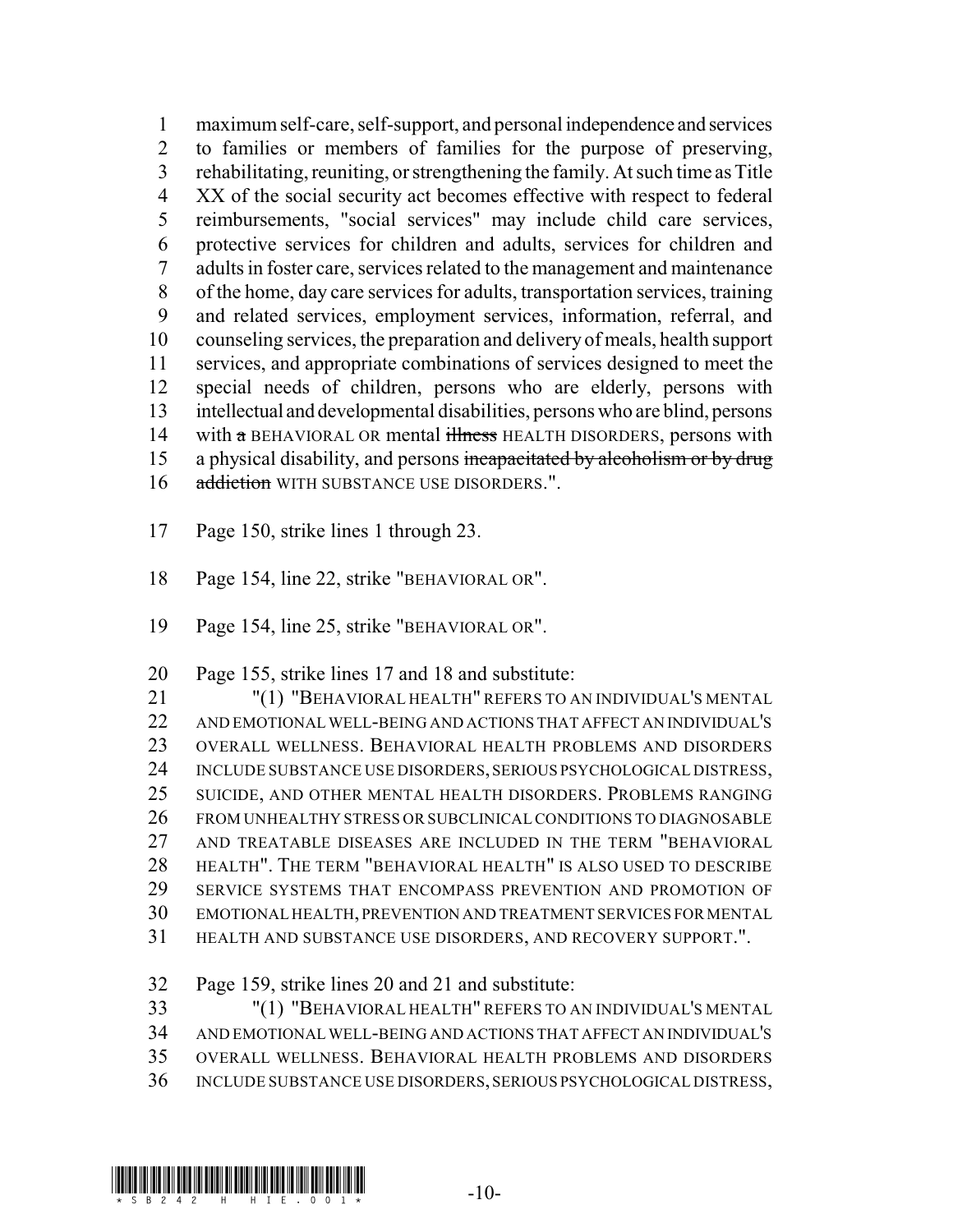maximum self-care, self-support, and personal independence and services to families or members of families for the purpose of preserving, rehabilitating, reuniting, or strengthening the family. At such time as Title XX of the social security act becomes effective with respect to federal reimbursements, "social services" may include child care services, protective services for children and adults, services for children and adults in foster care, services related to the management and maintenance of the home, day care services for adults, transportation services, training and related services, employment services, information, referral, and counseling services, the preparation and delivery of meals, health support services, and appropriate combinations of services designed to meet the special needs of children, persons who are elderly, persons with intellectual and developmental disabilities, persons who are blind, persons with ~~a~~ BEHAVIORAL OR mental ~~illness~~ HEALTH DISORDERS, persons with a physical disability, and persons ~~incapacitated by alcoholism or by drug addiction~~ WITH SUBSTANCE USE DISORDERS.".

Page 150, strike lines 1 through 23.

Page 154, line 22, strike "BEHAVIORAL OR".

Page 154, line 25, strike "BEHAVIORAL OR".

Page 155, strike lines 17 and 18 and substitute:

"(1) "BEHAVIORAL HEALTH" REFERS TO AN INDIVIDUAL'S MENTAL AND EMOTIONAL WELL-BEING AND ACTIONS THAT AFFECT AN INDIVIDUAL'S OVERALL WELLNESS. BEHAVIORAL HEALTH PROBLEMS AND DISORDERS INCLUDE SUBSTANCE USE DISORDERS, SERIOUS PSYCHOLOGICAL DISTRESS, SUICIDE, AND OTHER MENTAL HEALTH DISORDERS. PROBLEMS RANGING FROM UNHEALTHY STRESS OR SUBCLINICAL CONDITIONS TO DIAGNOSABLE AND TREATABLE DISEASES ARE INCLUDED IN THE TERM "BEHAVIORAL HEALTH". THE TERM "BEHAVIORAL HEALTH" IS ALSO USED TO DESCRIBE SERVICE SYSTEMS THAT ENCOMPASS PREVENTION AND PROMOTION OF EMOTIONAL HEALTH, PREVENTION AND TREATMENT SERVICES FOR MENTAL HEALTH AND SUBSTANCE USE DISORDERS, AND RECOVERY SUPPORT.".

Page 159, strike lines 20 and 21 and substitute:

"(1) "BEHAVIORAL HEALTH" REFERS TO AN INDIVIDUAL'S MENTAL AND EMOTIONAL WELL-BEING AND ACTIONS THAT AFFECT AN INDIVIDUAL'S OVERALL WELLNESS. BEHAVIORAL HEALTH PROBLEMS AND DISORDERS INCLUDE SUBSTANCE USE DISORDERS, SERIOUS PSYCHOLOGICAL DISTRESS,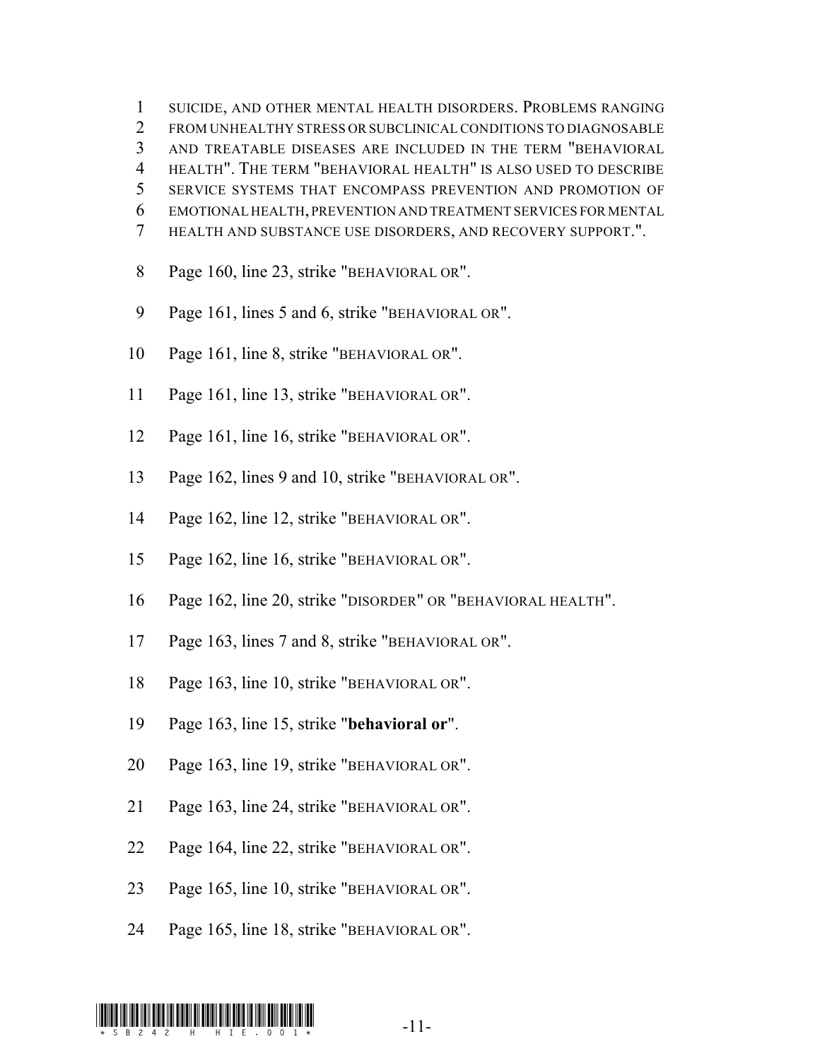1 SUICIDE, AND OTHER MENTAL HEALTH DISORDERS. PROBLEMS RANGING
2 FROM UNHEALTHY STRESS OR SUBCLINICAL CONDITIONS TO DIAGNOSABLE
3 AND TREATABLE DISEASES ARE INCLUDED IN THE TERM "BEHAVIORAL
4 HEALTH". THE TERM "BEHAVIORAL HEALTH" IS ALSO USED TO DESCRIBE
5 SERVICE SYSTEMS THAT ENCOMPASS PREVENTION AND PROMOTION OF
6 EMOTIONAL HEALTH, PREVENTION AND TREATMENT SERVICES FOR MENTAL
7 HEALTH AND SUBSTANCE USE DISORDERS, AND RECOVERY SUPPORT.".

8 Page 160, line 23, strike "BEHAVIORAL OR".

9 Page 161, lines 5 and 6, strike "BEHAVIORAL OR".

10 Page 161, line 8, strike "BEHAVIORAL OR".

11 Page 161, line 13, strike "BEHAVIORAL OR".

12 Page 161, line 16, strike "BEHAVIORAL OR".

13 Page 162, lines 9 and 10, strike "BEHAVIORAL OR".

14 Page 162, line 12, strike "BEHAVIORAL OR".

15 Page 162, line 16, strike "BEHAVIORAL OR".

16 Page 162, line 20, strike "DISORDER" OR "BEHAVIORAL HEALTH".

17 Page 163, lines 7 and 8, strike "BEHAVIORAL OR".

18 Page 163, line 10, strike "BEHAVIORAL OR".

19 Page 163, line 15, strike "**behavioral or**".

20 Page 163, line 19, strike "BEHAVIORAL OR".

21 Page 163, line 24, strike "BEHAVIORAL OR".

22 Page 164, line 22, strike "BEHAVIORAL OR".

23 Page 165, line 10, strike "BEHAVIORAL OR".

24 Page 165, line 18, strike "BEHAVIORAL OR".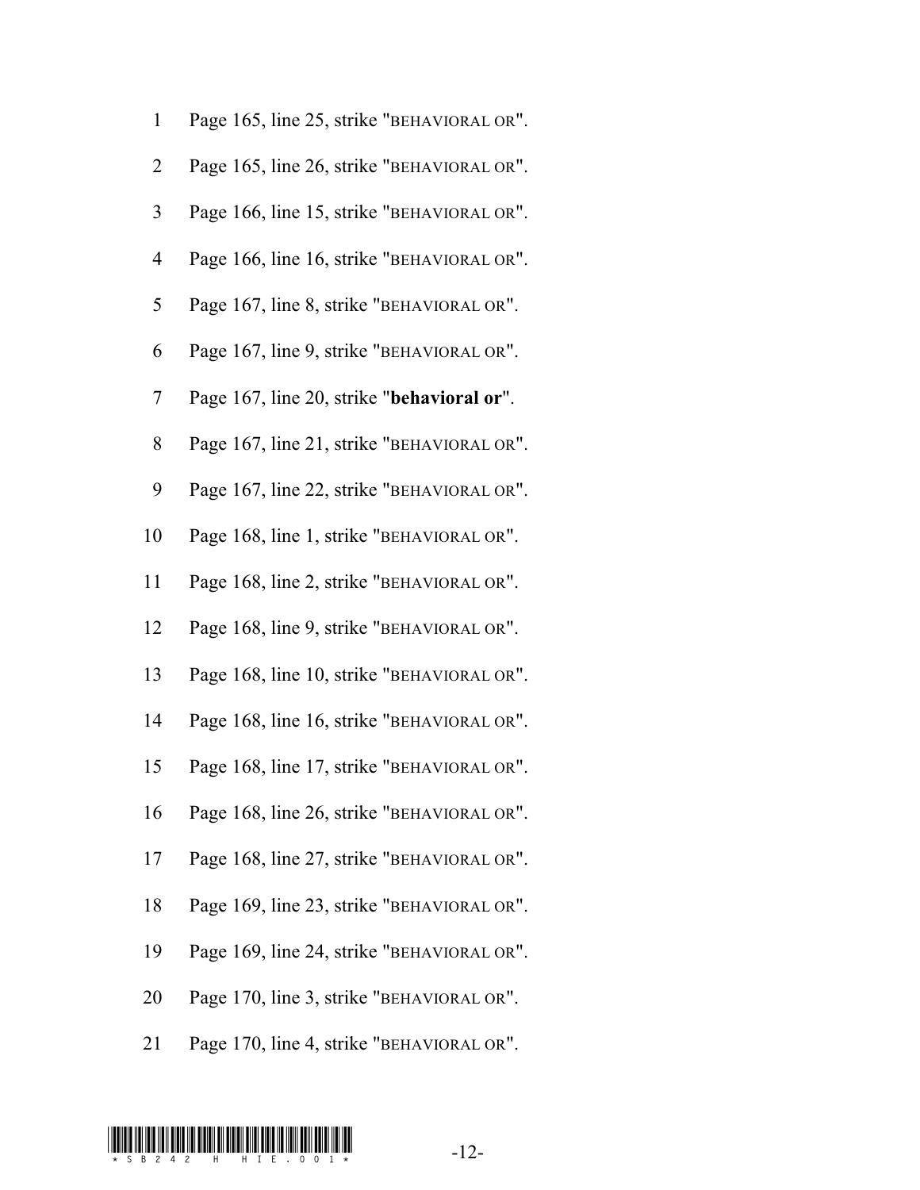Page 165, line 25, strike "BEHAVIORAL OR".

Page 165, line 26, strike "BEHAVIORAL OR".

Page 166, line 15, strike "BEHAVIORAL OR".

Page 166, line 16, strike "BEHAVIORAL OR".

Page 167, line 8, strike "BEHAVIORAL OR".

Page 167, line 9, strike "BEHAVIORAL OR".

Page 167, line 20, strike "**behavioral or**".

Page 167, line 21, strike "BEHAVIORAL OR".

Page 167, line 22, strike "BEHAVIORAL OR".

Page 168, line 1, strike "BEHAVIORAL OR".

Page 168, line 2, strike "BEHAVIORAL OR".

Page 168, line 9, strike "BEHAVIORAL OR".

Page 168, line 10, strike "BEHAVIORAL OR".

Page 168, line 16, strike "BEHAVIORAL OR".

Page 168, line 17, strike "BEHAVIORAL OR".

Page 168, line 26, strike "BEHAVIORAL OR".

Page 168, line 27, strike "BEHAVIORAL OR".

Page 169, line 23, strike "BEHAVIORAL OR".

Page 169, line 24, strike "BEHAVIORAL OR".

Page 170, line 3, strike "BEHAVIORAL OR".

Page 170, line 4, strike "BEHAVIORAL OR".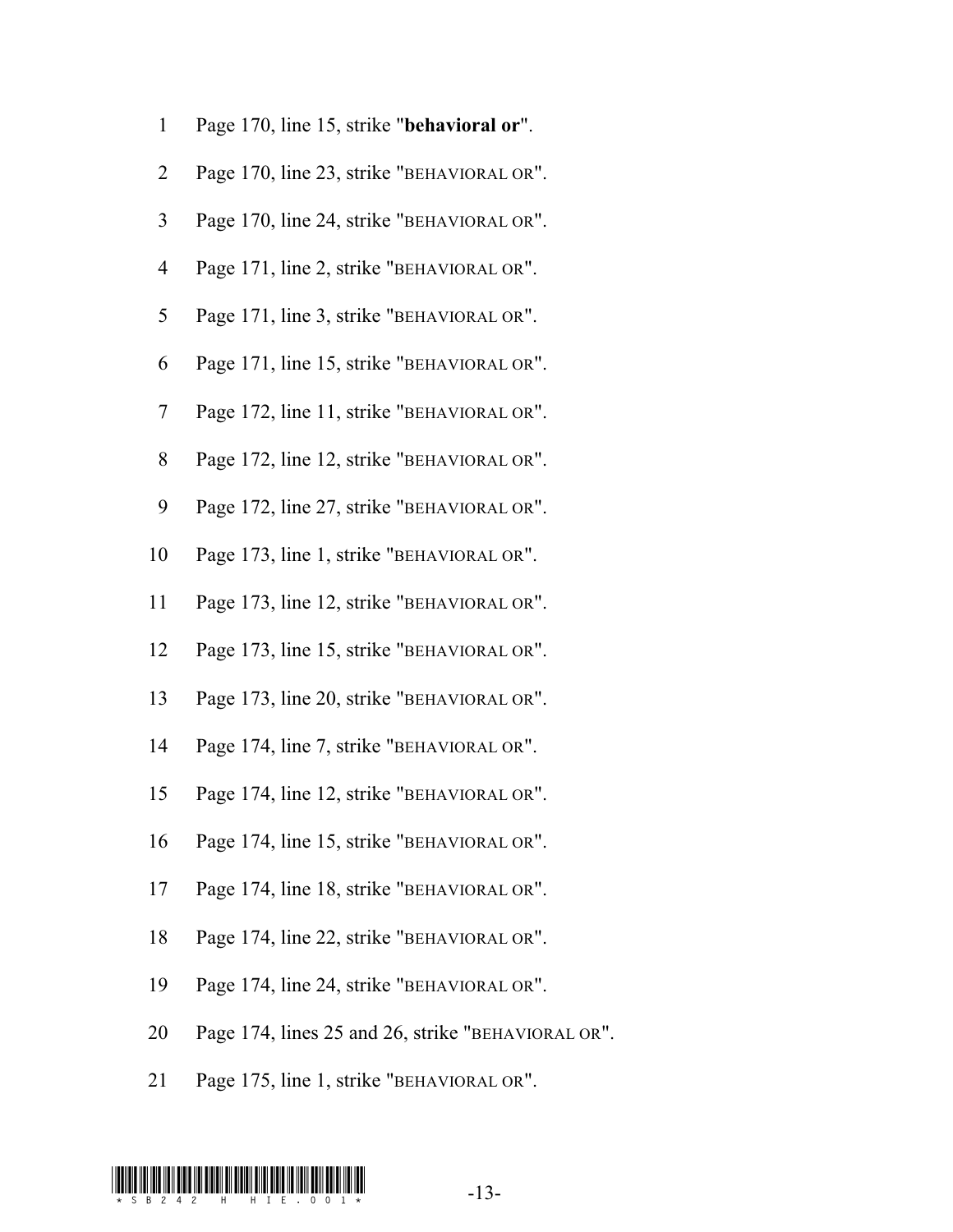1 Page 170, line 15, strike "**behavioral or**".

2 Page 170, line 23, strike "BEHAVIORAL OR".

3 Page 170, line 24, strike "BEHAVIORAL OR".

4 Page 171, line 2, strike "BEHAVIORAL OR".

5 Page 171, line 3, strike "BEHAVIORAL OR".

6 Page 171, line 15, strike "BEHAVIORAL OR".

7 Page 172, line 11, strike "BEHAVIORAL OR".

8 Page 172, line 12, strike "BEHAVIORAL OR".

9 Page 172, line 27, strike "BEHAVIORAL OR".

10 Page 173, line 1, strike "BEHAVIORAL OR".

11 Page 173, line 12, strike "BEHAVIORAL OR".

12 Page 173, line 15, strike "BEHAVIORAL OR".

13 Page 173, line 20, strike "BEHAVIORAL OR".

14 Page 174, line 7, strike "BEHAVIORAL OR".

15 Page 174, line 12, strike "BEHAVIORAL OR".

16 Page 174, line 15, strike "BEHAVIORAL OR".

17 Page 174, line 18, strike "BEHAVIORAL OR".

18 Page 174, line 22, strike "BEHAVIORAL OR".

19 Page 174, line 24, strike "BEHAVIORAL OR".

20 Page 174, lines 25 and 26, strike "BEHAVIORAL OR".

21 Page 175, line 1, strike "BEHAVIORAL OR".

*SB242 H HIE.001*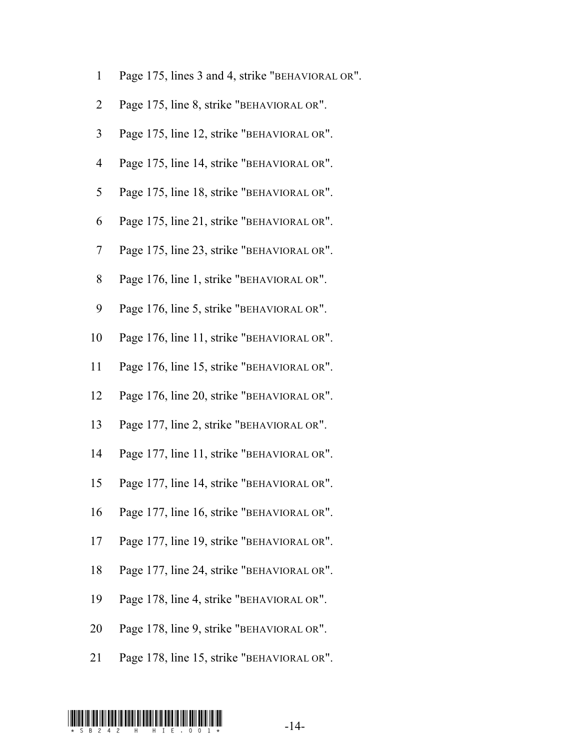Page 175, lines 3 and 4, strike "BEHAVIORAL OR".

Page 175, line 8, strike "BEHAVIORAL OR".

Page 175, line 12, strike "BEHAVIORAL OR".

Page 175, line 14, strike "BEHAVIORAL OR".

Page 175, line 18, strike "BEHAVIORAL OR".

Page 175, line 21, strike "BEHAVIORAL OR".

Page 175, line 23, strike "BEHAVIORAL OR".

Page 176, line 1, strike "BEHAVIORAL OR".

Page 176, line 5, strike "BEHAVIORAL OR".

Page 176, line 11, strike "BEHAVIORAL OR".

Page 176, line 15, strike "BEHAVIORAL OR".

Page 176, line 20, strike "BEHAVIORAL OR".

Page 177, line 2, strike "BEHAVIORAL OR".

Page 177, line 11, strike "BEHAVIORAL OR".

Page 177, line 14, strike "BEHAVIORAL OR".

Page 177, line 16, strike "BEHAVIORAL OR".

Page 177, line 19, strike "BEHAVIORAL OR".

Page 177, line 24, strike "BEHAVIORAL OR".

Page 178, line 4, strike "BEHAVIORAL OR".

Page 178, line 9, strike "BEHAVIORAL OR".

Page 178, line 15, strike "BEHAVIORAL OR".

*SB242 H HIE.001*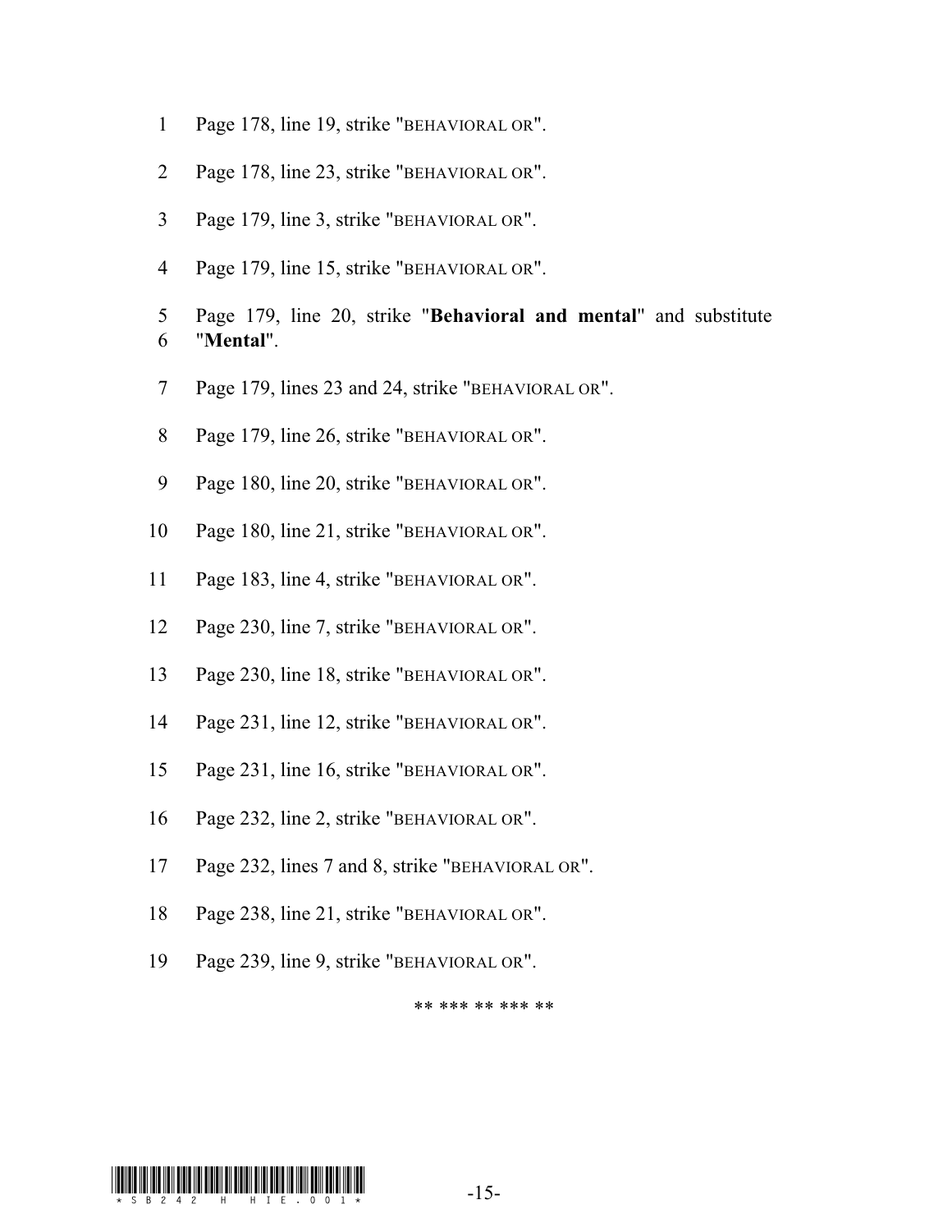Page 178, line 19, strike "BEHAVIORAL OR".

Page 178, line 23, strike "BEHAVIORAL OR".

Page 179, line 3, strike "BEHAVIORAL OR".

Page 179, line 15, strike "BEHAVIORAL OR".

Page 179, line 20, strike "**Behavioral and mental**" and substitute "**Mental**".

Page 179, lines 23 and 24, strike "BEHAVIORAL OR".

Page 179, line 26, strike "BEHAVIORAL OR".

Page 180, line 20, strike "BEHAVIORAL OR".

Page 180, line 21, strike "BEHAVIORAL OR".

Page 183, line 4, strike "BEHAVIORAL OR".

Page 230, line 7, strike "BEHAVIORAL OR".

Page 230, line 18, strike "BEHAVIORAL OR".

Page 231, line 12, strike "BEHAVIORAL OR".

Page 231, line 16, strike "BEHAVIORAL OR".

Page 232, line 2, strike "BEHAVIORAL OR".

Page 232, lines 7 and 8, strike "BEHAVIORAL OR".

Page 238, line 21, strike "BEHAVIORAL OR".

Page 239, line 9, strike "BEHAVIORAL OR".

** *** ** *** **

*SB242 H HIE.001*